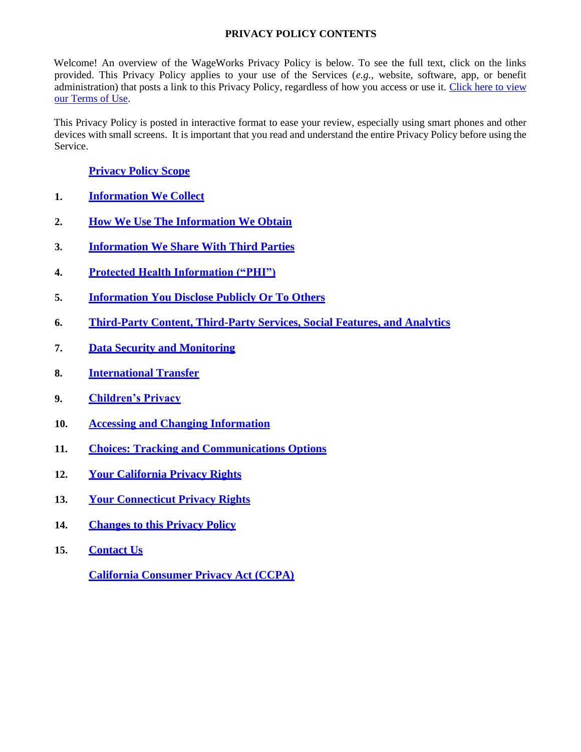# PRIVACY POLICY CONTENTS

Welcome! An overview of the WageWorks Privacy Policy is below. To see the full text, click on the links provided. This Privacy Policy applies to your use of the Services (*e.g.*, website, software, app, or benefit administration) that posts a link to this Privacy Policy, regardless of how you access or use it. Click here to view our Terms of Use.

This Privacy Policy is posted in interactive format to ease your review, especially using smart phones and other devices with small screens. It is important that you read and understand the entire Privacy Policy before using the Service.

**Privacy Policy Scope**

1. **Information We Collect**
2. **How We Use The Information We Obtain**
3. **Information We Share With Third Parties**
4. **Protected Health Information ("PHI")**
5. **Information You Disclose Publicly Or To Others**
6. **Third-Party Content, Third-Party Services, Social Features, and Analytics**
7. **Data Security and Monitoring**
8. **International Transfer**
9. **Children's Privacy**
10. **Accessing and Changing Information**
11. **Choices: Tracking and Communications Options**
12. **Your California Privacy Rights**
13. **Your Connecticut Privacy Rights**
14. **Changes to this Privacy Policy**
15. **Contact Us**

**California Consumer Privacy Act (CCPA)**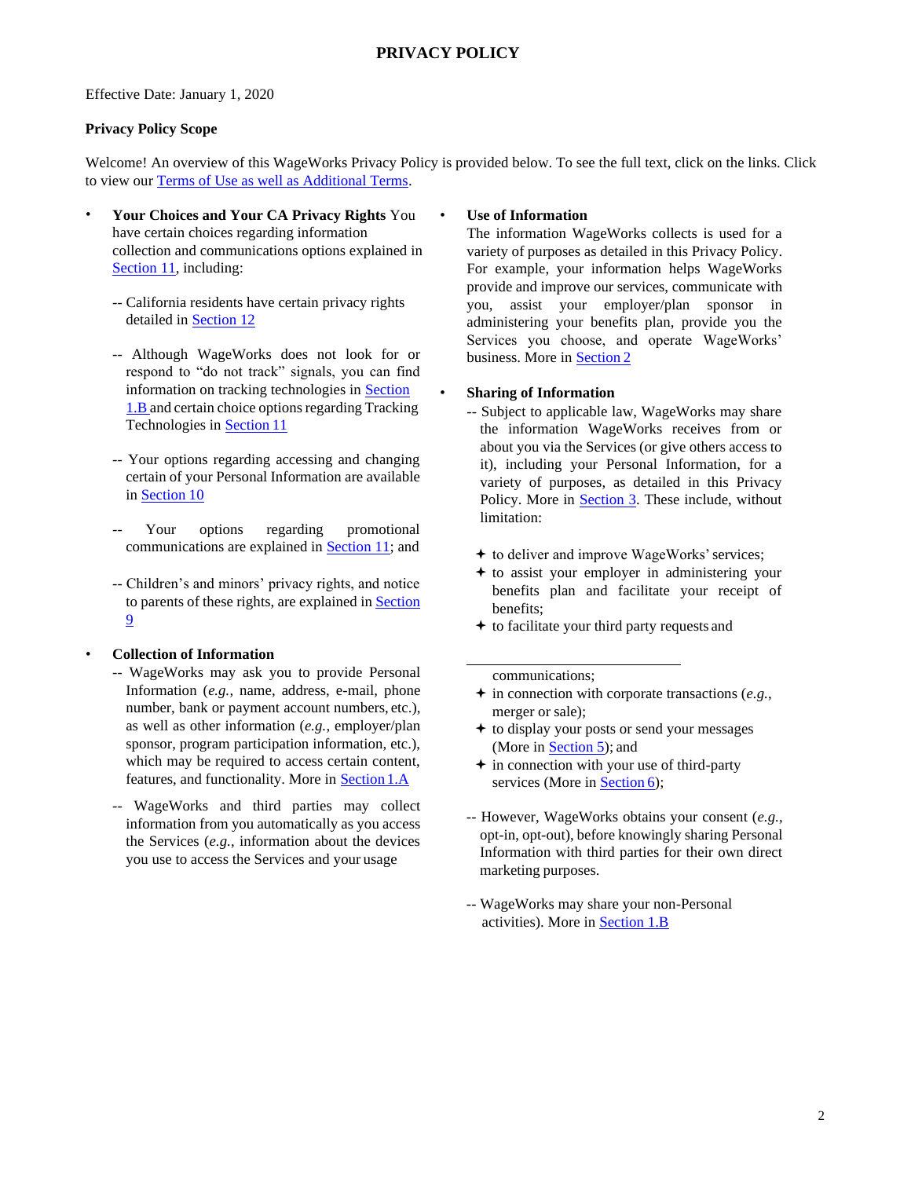# PRIVACY POLICY

Effective Date: January 1, 2020

**Privacy Policy Scope**

Welcome! An overview of this WageWorks Privacy Policy is provided below. To see the full text, click on the links. Click to view our Terms of Use as well as Additional Terms.

- **Your Choices and Your CA Privacy Rights** You have certain choices regarding information collection and communications options explained in Section 11, including:

  -- California residents have certain privacy rights detailed in Section 12

  -- Although WageWorks does not look for or respond to "do not track" signals, you can find information on tracking technologies in Section 1.B and certain choice options regarding Tracking Technologies in Section 11

  -- Your options regarding accessing and changing certain of your Personal Information are available in Section 10

  -- Your options regarding promotional communications are explained in Section 11; and

  -- Children's and minors' privacy rights, and notice to parents of these rights, are explained in Section 9

- **Collection of Information**

  -- WageWorks may ask you to provide Personal Information (*e.g.*, name, address, e-mail, phone number, bank or payment account numbers, etc.), as well as other information (*e.g.*, employer/plan sponsor, program participation information, etc.), which may be required to access certain content, features, and functionality. More in Section 1.A

  -- WageWorks and third parties may collect information from you automatically as you access the Services (*e.g.*, information about the devices you use to access the Services and your usage

- **Use of Information**
  The information WageWorks collects is used for a variety of purposes as detailed in this Privacy Policy. For example, your information helps WageWorks provide and improve our services, communicate with you, assist your employer/plan sponsor in administering your benefits plan, provide you the Services you choose, and operate WageWorks' business. More in Section 2

- **Sharing of Information**

  -- Subject to applicable law, WageWorks may share the information WageWorks receives from or about you via the Services (or give others access to it), including your Personal Information, for a variety of purposes, as detailed in this Privacy Policy. More in Section 3. These include, without limitation:

  - to deliver and improve WageWorks' services;
  - to assist your employer in administering your benefits plan and facilitate your receipt of benefits;
  - to facilitate your third party requests and communications;
  - in connection with corporate transactions (*e.g.*, merger or sale);
  - to display your posts or send your messages (More in Section 5); and
  - in connection with your use of third-party services (More in Section 6);

  -- However, WageWorks obtains your consent (*e.g.*, opt-in, opt-out), before knowingly sharing Personal Information with third parties for their own direct marketing purposes.

  -- WageWorks may share your non-Personal activities). More in Section 1.B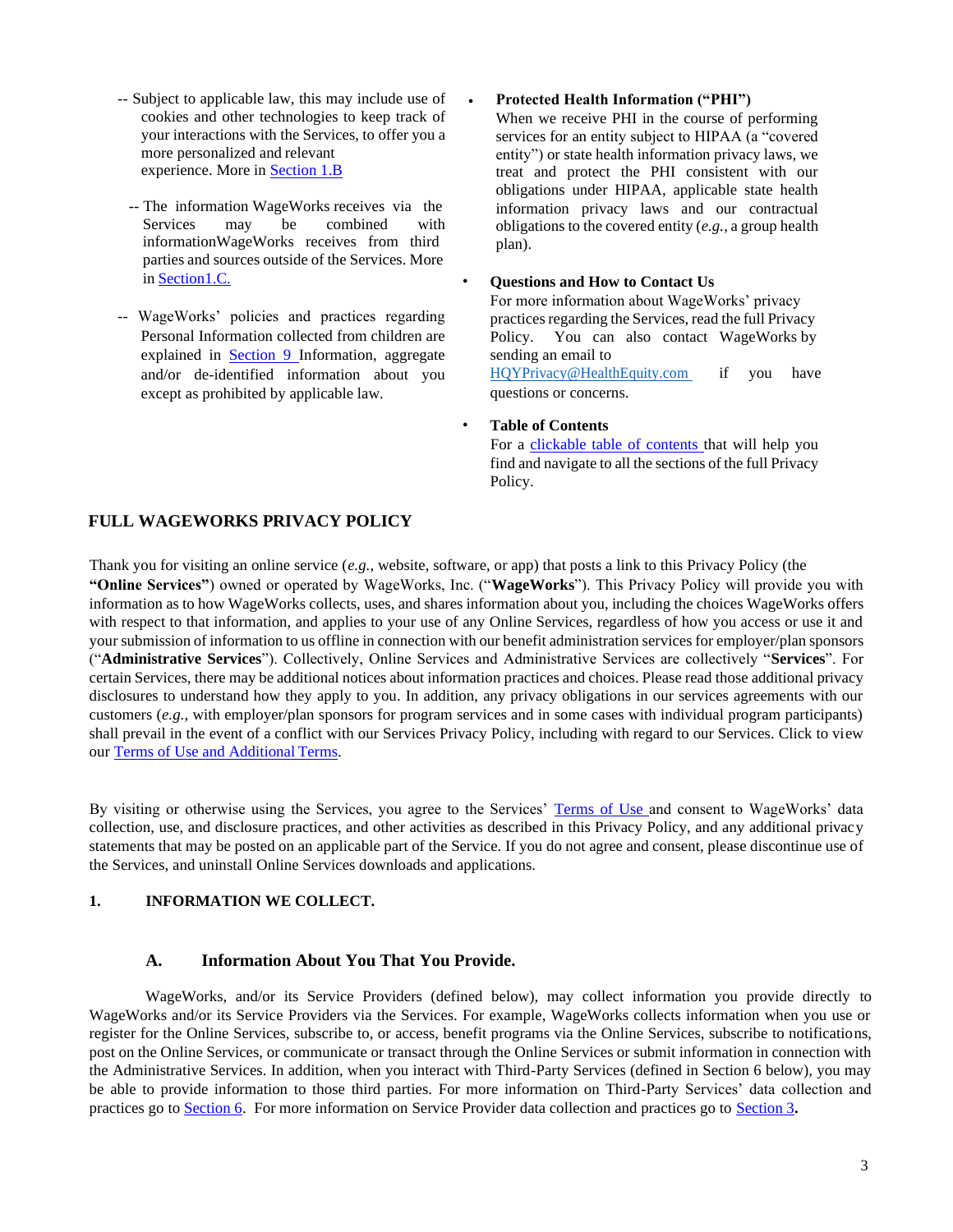-- Subject to applicable law, this may include use of cookies and other technologies to keep track of your interactions with the Services, to offer you a more personalized and relevant experience. More in Section 1.B

-- The information WageWorks receives via the Services may be combined with informationWageWorks receives from third parties and sources outside of the Services. More in Section1.C.

-- WageWorks' policies and practices regarding Personal Information collected from children are explained in Section 9 Information, aggregate and/or de-identified information about you except as prohibited by applicable law.

- **Protected Health Information ("PHI")**
  When we receive PHI in the course of performing services for an entity subject to HIPAA (a "covered entity") or state health information privacy laws, we treat and protect the PHI consistent with our obligations under HIPAA, applicable state health information privacy laws and our contractual obligations to the covered entity (*e.g.*, a group health plan).

- **Questions and How to Contact Us**
  For more information about WageWorks' privacy practices regarding the Services, read the full Privacy Policy. You can also contact WageWorks by sending an email to HQYPrivacy@HealthEquity.com if you have questions or concerns.

- **Table of Contents**
  For a clickable table of contents that will help you find and navigate to all the sections of the full Privacy Policy.

## FULL WAGEWORKS PRIVACY POLICY

Thank you for visiting an online service (*e.g.*, website, software, or app) that posts a link to this Privacy Policy (the **"Online Services"**) owned or operated by WageWorks, Inc. ("**WageWorks**"). This Privacy Policy will provide you with information as to how WageWorks collects, uses, and shares information about you, including the choices WageWorks offers with respect to that information, and applies to your use of any Online Services, regardless of how you access or use it and your submission of information to us offline in connection with our benefit administration services for employer/plan sponsors ("**Administrative Services**"). Collectively, Online Services and Administrative Services are collectively "**Services**". For certain Services, there may be additional notices about information practices and choices. Please read those additional privacy disclosures to understand how they apply to you. In addition, any privacy obligations in our services agreements with our customers (*e.g.*, with employer/plan sponsors for program services and in some cases with individual program participants) shall prevail in the event of a conflict with our Services Privacy Policy, including with regard to our Services. Click to view our Terms of Use and Additional Terms.

By visiting or otherwise using the Services, you agree to the Services' Terms of Use and consent to WageWorks' data collection, use, and disclosure practices, and other activities as described in this Privacy Policy, and any additional privacy statements that may be posted on an applicable part of the Service. If you do not agree and consent, please discontinue use of the Services, and uninstall Online Services downloads and applications.

### 1. INFORMATION WE COLLECT.

#### A. Information About You That You Provide.

WageWorks, and/or its Service Providers (defined below), may collect information you provide directly to WageWorks and/or its Service Providers via the Services. For example, WageWorks collects information when you use or register for the Online Services, subscribe to, or access, benefit programs via the Online Services, subscribe to notifications, post on the Online Services, or communicate or transact through the Online Services or submit information in connection with the Administrative Services. In addition, when you interact with Third-Party Services (defined in Section 6 below), you may be able to provide information to those third parties. For more information on Third-Party Services' data collection and practices go to Section 6. For more information on Service Provider data collection and practices go to Section 3**.**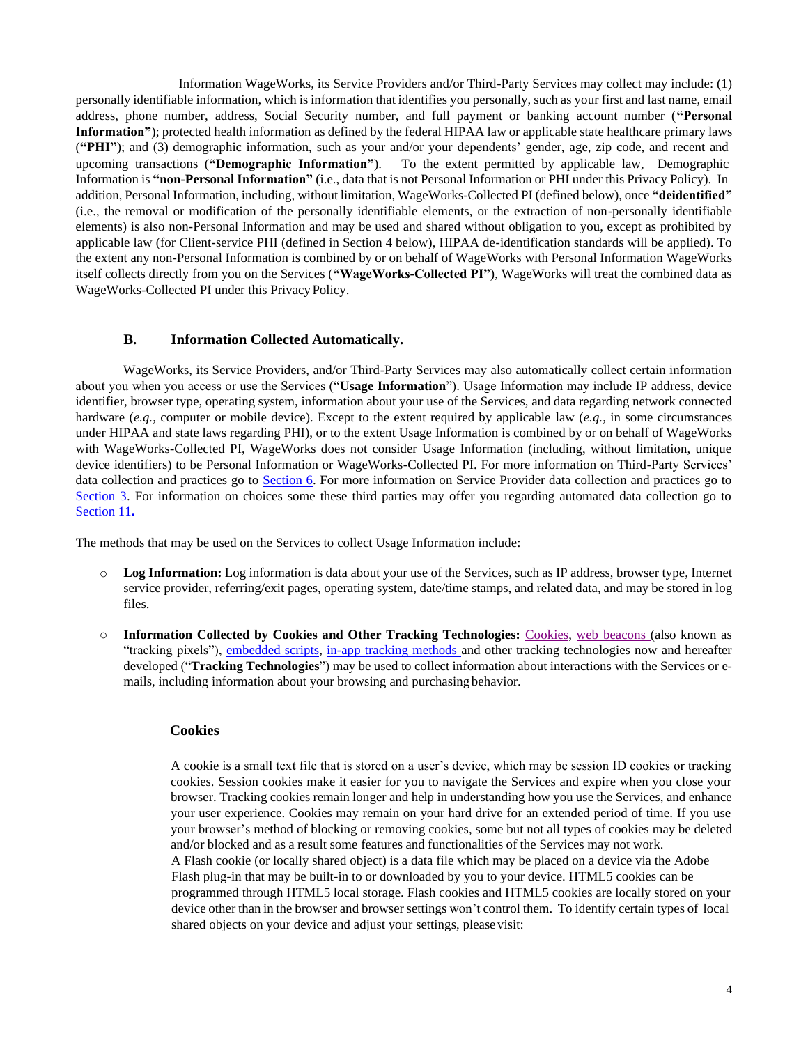Information WageWorks, its Service Providers and/or Third-Party Services may collect may include: (1) personally identifiable information, which is information that identifies you personally, such as your first and last name, email address, phone number, address, Social Security number, and full payment or banking account number (**"Personal Information"**); protected health information as defined by the federal HIPAA law or applicable state healthcare primary laws (**"PHI"**); and (3) demographic information, such as your and/or your dependents' gender, age, zip code, and recent and upcoming transactions (**"Demographic Information"**). To the extent permitted by applicable law, Demographic Information is **"non-Personal Information"** (i.e., data that is not Personal Information or PHI under this Privacy Policy). In addition, Personal Information, including, without limitation, WageWorks-Collected PI (defined below), once **"deidentified"** (i.e., the removal or modification of the personally identifiable elements, or the extraction of non-personally identifiable elements) is also non-Personal Information and may be used and shared without obligation to you, except as prohibited by applicable law (for Client-service PHI (defined in Section 4 below), HIPAA de-identification standards will be applied). To the extent any non-Personal Information is combined by or on behalf of WageWorks with Personal Information WageWorks itself collects directly from you on the Services (**"WageWorks-Collected PI"**), WageWorks will treat the combined data as WageWorks-Collected PI under this Privacy Policy.

## B. Information Collected Automatically.

WageWorks, its Service Providers, and/or Third-Party Services may also automatically collect certain information about you when you access or use the Services ("**Usage Information**"). Usage Information may include IP address, device identifier, browser type, operating system, information about your use of the Services, and data regarding network connected hardware (*e.g.*, computer or mobile device). Except to the extent required by applicable law (*e.g.*, in some circumstances under HIPAA and state laws regarding PHI), or to the extent Usage Information is combined by or on behalf of WageWorks with WageWorks-Collected PI, WageWorks does not consider Usage Information (including, without limitation, unique device identifiers) to be Personal Information or WageWorks-Collected PI. For more information on Third-Party Services' data collection and practices go to Section 6. For more information on Service Provider data collection and practices go to Section 3. For information on choices some these third parties may offer you regarding automated data collection go to Section 11**.**

The methods that may be used on the Services to collect Usage Information include:

- **Log Information:** Log information is data about your use of the Services, such as IP address, browser type, Internet service provider, referring/exit pages, operating system, date/time stamps, and related data, and may be stored in log files.

- **Information Collected by Cookies and Other Tracking Technologies:** Cookies, web beacons (also known as "tracking pixels"), embedded scripts, in-app tracking methods and other tracking technologies now and hereafter developed ("**Tracking Technologies**") may be used to collect information about interactions with the Services or e-mails, including information about your browsing and purchasing behavior.

### Cookies

A cookie is a small text file that is stored on a user's device, which may be session ID cookies or tracking cookies. Session cookies make it easier for you to navigate the Services and expire when you close your browser. Tracking cookies remain longer and help in understanding how you use the Services, and enhance your user experience. Cookies may remain on your hard drive for an extended period of time. If you use your browser's method of blocking or removing cookies, some but not all types of cookies may be deleted and/or blocked and as a result some features and functionalities of the Services may not work.
A Flash cookie (or locally shared object) is a data file which may be placed on a device via the Adobe Flash plug-in that may be built-in to or downloaded by you to your device. HTML5 cookies can be programmed through HTML5 local storage. Flash cookies and HTML5 cookies are locally stored on your device other than in the browser and browser settings won't control them. To identify certain types of local shared objects on your device and adjust your settings, please visit: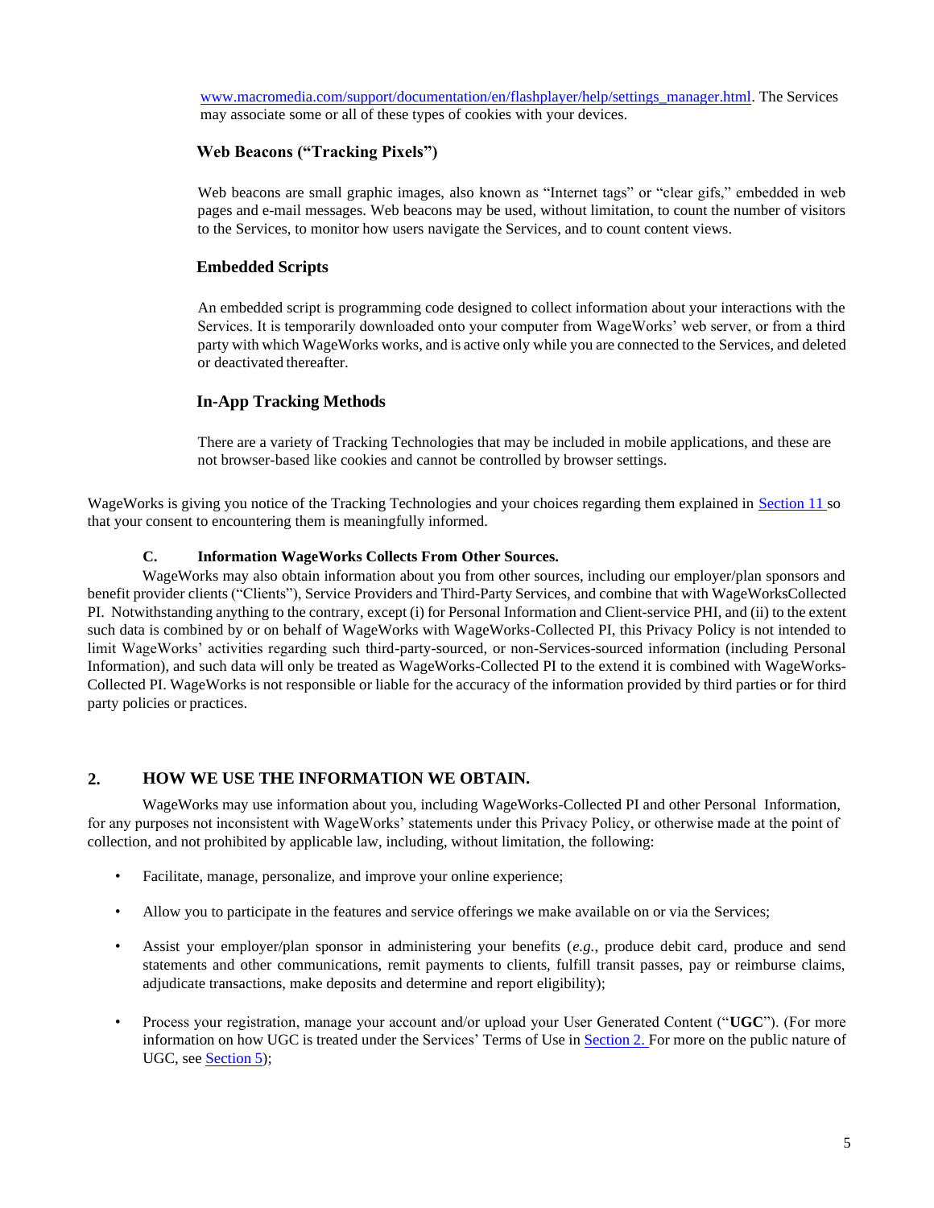www.macromedia.com/support/documentation/en/flashplayer/help/settings_manager.html. The Services may associate some or all of these types of cookies with your devices.

**Web Beacons ("Tracking Pixels")**

Web beacons are small graphic images, also known as "Internet tags" or "clear gifs," embedded in web pages and e-mail messages. Web beacons may be used, without limitation, to count the number of visitors to the Services, to monitor how users navigate the Services, and to count content views.

**Embedded Scripts**

An embedded script is programming code designed to collect information about your interactions with the Services. It is temporarily downloaded onto your computer from WageWorks' web server, or from a third party with which WageWorks works, and is active only while you are connected to the Services, and deleted or deactivated thereafter.

**In-App Tracking Methods**

There are a variety of Tracking Technologies that may be included in mobile applications, and these are not browser-based like cookies and cannot be controlled by browser settings.

WageWorks is giving you notice of the Tracking Technologies and your choices regarding them explained in Section 11 so that your consent to encountering them is meaningfully informed.

**C. Information WageWorks Collects From Other Sources.**

WageWorks may also obtain information about you from other sources, including our employer/plan sponsors and benefit provider clients ("Clients"), Service Providers and Third-Party Services, and combine that with WageWorksCollected PI. Notwithstanding anything to the contrary, except (i) for Personal Information and Client-service PHI, and (ii) to the extent such data is combined by or on behalf of WageWorks with WageWorks-Collected PI, this Privacy Policy is not intended to limit WageWorks' activities regarding such third-party-sourced, or non-Services-sourced information (including Personal Information), and such data will only be treated as WageWorks-Collected PI to the extend it is combined with WageWorks-Collected PI. WageWorks is not responsible or liable for the accuracy of the information provided by third parties or for third party policies or practices.

## 2. HOW WE USE THE INFORMATION WE OBTAIN.

WageWorks may use information about you, including WageWorks-Collected PI and other Personal Information, for any purposes not inconsistent with WageWorks' statements under this Privacy Policy, or otherwise made at the point of collection, and not prohibited by applicable law, including, without limitation, the following:

- Facilitate, manage, personalize, and improve your online experience;
- Allow you to participate in the features and service offerings we make available on or via the Services;
- Assist your employer/plan sponsor in administering your benefits (*e.g.*, produce debit card, produce and send statements and other communications, remit payments to clients, fulfill transit passes, pay or reimburse claims, adjudicate transactions, make deposits and determine and report eligibility);
- Process your registration, manage your account and/or upload your User Generated Content ("**UGC**"). (For more information on how UGC is treated under the Services' Terms of Use in Section 2. For more on the public nature of UGC, see Section 5);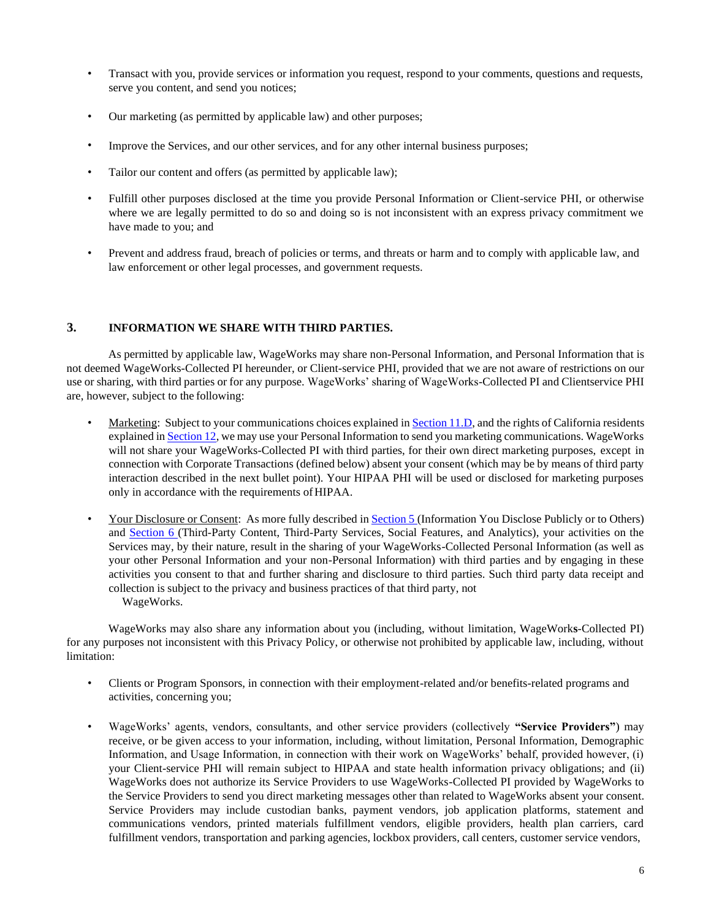- Transact with you, provide services or information you request, respond to your comments, questions and requests, serve you content, and send you notices;
- Our marketing (as permitted by applicable law) and other purposes;
- Improve the Services, and our other services, and for any other internal business purposes;
- Tailor our content and offers (as permitted by applicable law);
- Fulfill other purposes disclosed at the time you provide Personal Information or Client-service PHI, or otherwise where we are legally permitted to do so and doing so is not inconsistent with an express privacy commitment we have made to you; and
- Prevent and address fraud, breach of policies or terms, and threats or harm and to comply with applicable law, and law enforcement or other legal processes, and government requests.

## 3. INFORMATION WE SHARE WITH THIRD PARTIES.

As permitted by applicable law, WageWorks may share non-Personal Information, and Personal Information that is not deemed WageWorks-Collected PI hereunder, or Client-service PHI, provided that we are not aware of restrictions on our use or sharing, with third parties or for any purpose. WageWorks' sharing of WageWorks-Collected PI and Clientservice PHI are, however, subject to the following:

- Marketing: Subject to your communications choices explained in Section 11.D, and the rights of California residents explained in Section 12, we may use your Personal Information to send you marketing communications. WageWorks will not share your WageWorks-Collected PI with third parties, for their own direct marketing purposes, except in connection with Corporate Transactions (defined below) absent your consent (which may be by means of third party interaction described in the next bullet point). Your HIPAA PHI will be used or disclosed for marketing purposes only in accordance with the requirements of HIPAA.
- Your Disclosure or Consent: As more fully described in Section 5 (Information You Disclose Publicly or to Others) and Section 6 (Third-Party Content, Third-Party Services, Social Features, and Analytics), your activities on the Services may, by their nature, result in the sharing of your WageWorks-Collected Personal Information (as well as your other Personal Information and your non-Personal Information) with third parties and by engaging in these activities you consent to that and further sharing and disclosure to third parties. Such third party data receipt and collection is subject to the privacy and business practices of that third party, not WageWorks.

WageWorks may also share any information about you (including, without limitation, WageWorks-Collected PI) for any purposes not inconsistent with this Privacy Policy, or otherwise not prohibited by applicable law, including, without limitation:

- Clients or Program Sponsors, in connection with their employment-related and/or benefits-related programs and activities, concerning you;
- WageWorks' agents, vendors, consultants, and other service providers (collectively **"Service Providers"**) may receive, or be given access to your information, including, without limitation, Personal Information, Demographic Information, and Usage Information, in connection with their work on WageWorks' behalf, provided however, (i) your Client-service PHI will remain subject to HIPAA and state health information privacy obligations; and (ii) WageWorks does not authorize its Service Providers to use WageWorks-Collected PI provided by WageWorks to the Service Providers to send you direct marketing messages other than related to WageWorks absent your consent. Service Providers may include custodian banks, payment vendors, job application platforms, statement and communications vendors, printed materials fulfillment vendors, eligible providers, health plan carriers, card fulfillment vendors, transportation and parking agencies, lockbox providers, call centers, customer service vendors,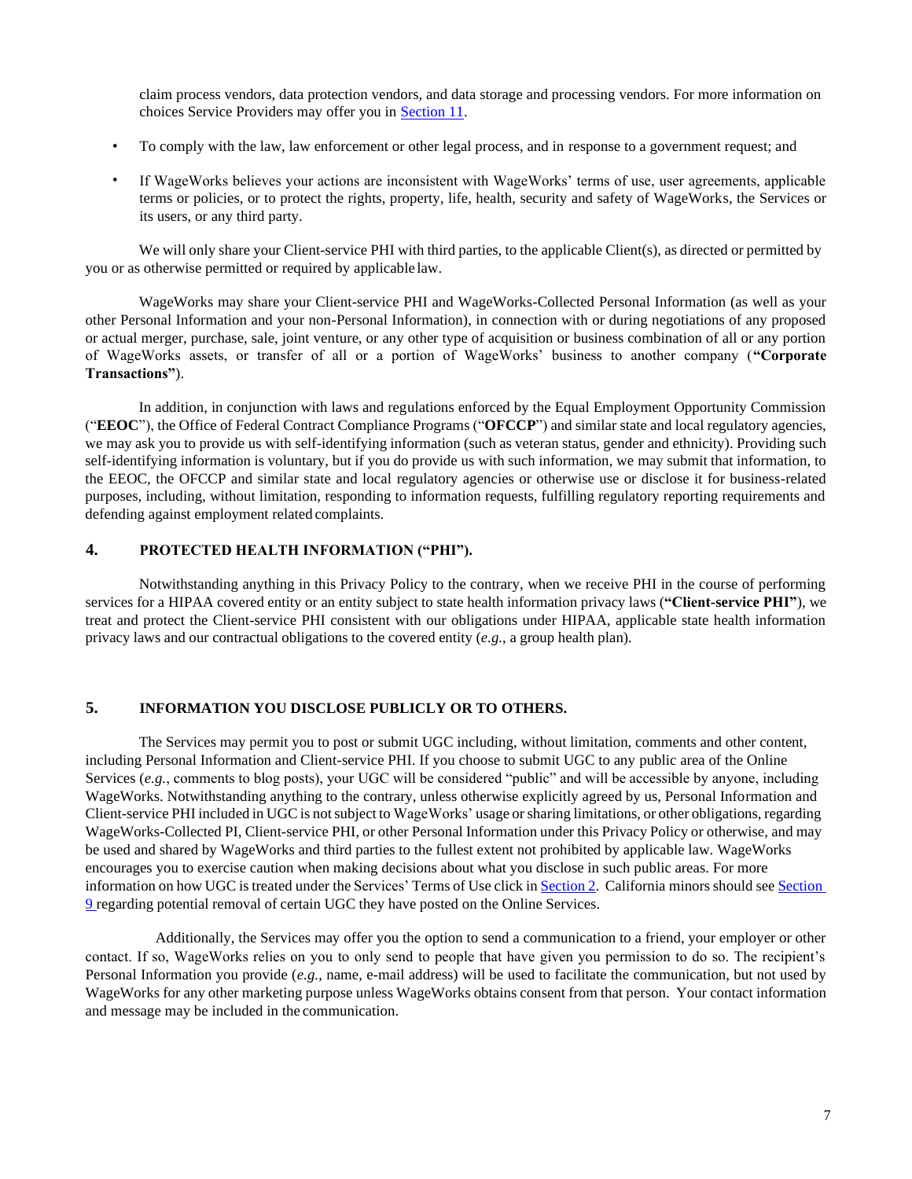claim process vendors, data protection vendors, and data storage and processing vendors. For more information on choices Service Providers may offer you in Section 11.

- To comply with the law, law enforcement or other legal process, and in response to a government request; and
- If WageWorks believes your actions are inconsistent with WageWorks' terms of use, user agreements, applicable terms or policies, or to protect the rights, property, life, health, security and safety of WageWorks, the Services or its users, or any third party.

We will only share your Client-service PHI with third parties, to the applicable Client(s), as directed or permitted by you or as otherwise permitted or required by applicable law.

WageWorks may share your Client-service PHI and WageWorks-Collected Personal Information (as well as your other Personal Information and your non-Personal Information), in connection with or during negotiations of any proposed or actual merger, purchase, sale, joint venture, or any other type of acquisition or business combination of all or any portion of WageWorks assets, or transfer of all or a portion of WageWorks' business to another company (**"Corporate Transactions"**).

In addition, in conjunction with laws and regulations enforced by the Equal Employment Opportunity Commission ("**EEOC**"), the Office of Federal Contract Compliance Programs ("**OFCCP**") and similar state and local regulatory agencies, we may ask you to provide us with self-identifying information (such as veteran status, gender and ethnicity). Providing such self-identifying information is voluntary, but if you do provide us with such information, we may submit that information, to the EEOC, the OFCCP and similar state and local regulatory agencies or otherwise use or disclose it for business-related purposes, including, without limitation, responding to information requests, fulfilling regulatory reporting requirements and defending against employment related complaints.

## 4. PROTECTED HEALTH INFORMATION ("PHI").

Notwithstanding anything in this Privacy Policy to the contrary, when we receive PHI in the course of performing services for a HIPAA covered entity or an entity subject to state health information privacy laws (**"Client-service PHI"**), we treat and protect the Client-service PHI consistent with our obligations under HIPAA, applicable state health information privacy laws and our contractual obligations to the covered entity (*e.g.*, a group health plan).

## 5. INFORMATION YOU DISCLOSE PUBLICLY OR TO OTHERS.

The Services may permit you to post or submit UGC including, without limitation, comments and other content, including Personal Information and Client-service PHI. If you choose to submit UGC to any public area of the Online Services (*e.g.*, comments to blog posts), your UGC will be considered "public" and will be accessible by anyone, including WageWorks. Notwithstanding anything to the contrary, unless otherwise explicitly agreed by us, Personal Information and Client-service PHI included in UGC is not subject to WageWorks' usage or sharing limitations, or other obligations, regarding WageWorks-Collected PI, Client-service PHI, or other Personal Information under this Privacy Policy or otherwise, and may be used and shared by WageWorks and third parties to the fullest extent not prohibited by applicable law. WageWorks encourages you to exercise caution when making decisions about what you disclose in such public areas. For more information on how UGC is treated under the Services' Terms of Use click in Section 2. California minors should see Section 9 regarding potential removal of certain UGC they have posted on the Online Services.

Additionally, the Services may offer you the option to send a communication to a friend, your employer or other contact. If so, WageWorks relies on you to only send to people that have given you permission to do so. The recipient's Personal Information you provide (*e.g.*, name, e-mail address) will be used to facilitate the communication, but not used by WageWorks for any other marketing purpose unless WageWorks obtains consent from that person. Your contact information and message may be included in the communication.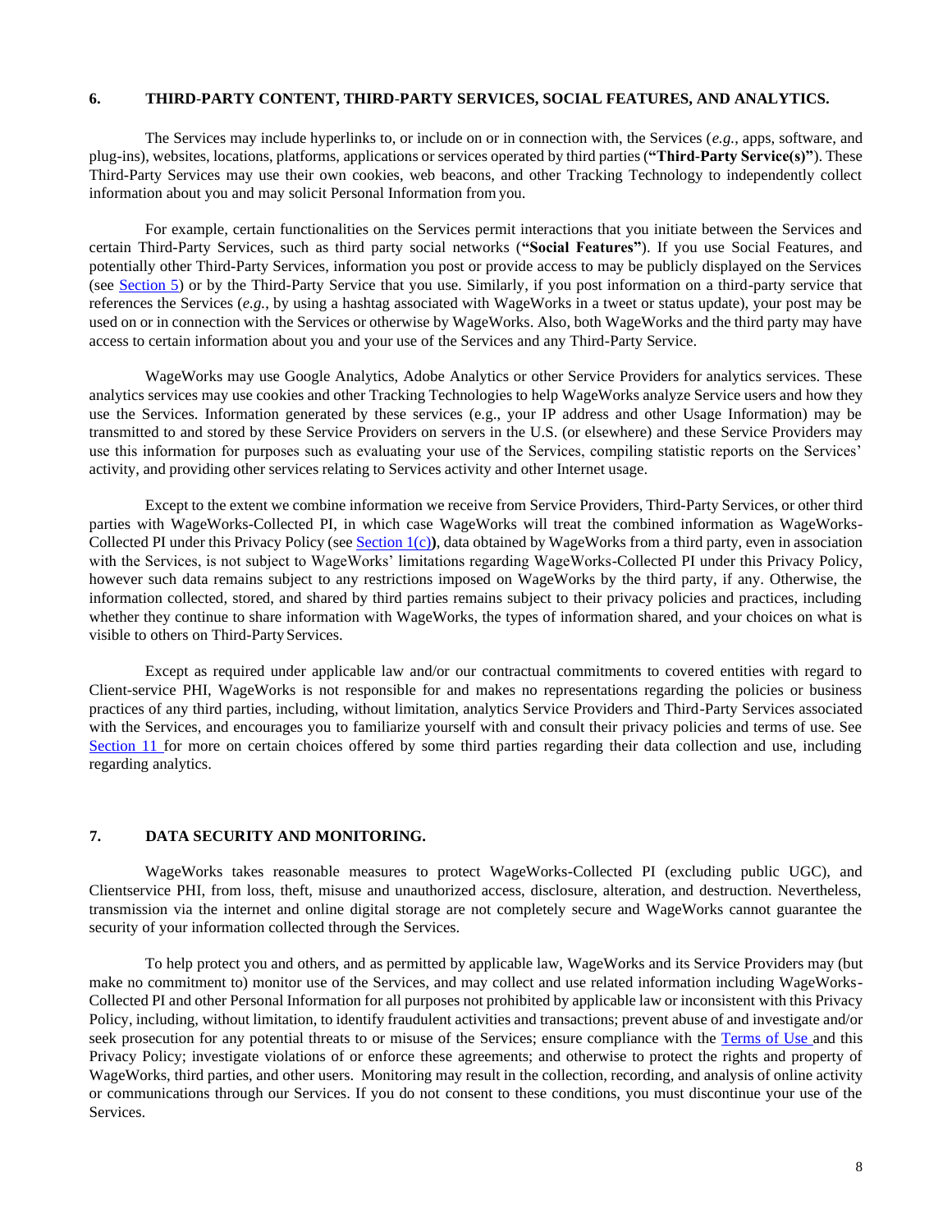## 6. THIRD-PARTY CONTENT, THIRD-PARTY SERVICES, SOCIAL FEATURES, AND ANALYTICS.

The Services may include hyperlinks to, or include on or in connection with, the Services (*e.g.*, apps, software, and plug-ins), websites, locations, platforms, applications or services operated by third parties (**"Third-Party Service(s)"**). These Third-Party Services may use their own cookies, web beacons, and other Tracking Technology to independently collect information about you and may solicit Personal Information from you.

For example, certain functionalities on the Services permit interactions that you initiate between the Services and certain Third-Party Services, such as third party social networks (**"Social Features"**). If you use Social Features, and potentially other Third-Party Services, information you post or provide access to may be publicly displayed on the Services (see Section 5) or by the Third-Party Service that you use. Similarly, if you post information on a third-party service that references the Services (*e.g.*, by using a hashtag associated with WageWorks in a tweet or status update), your post may be used on or in connection with the Services or otherwise by WageWorks. Also, both WageWorks and the third party may have access to certain information about you and your use of the Services and any Third-Party Service.

WageWorks may use Google Analytics, Adobe Analytics or other Service Providers for analytics services. These analytics services may use cookies and other Tracking Technologies to help WageWorks analyze Service users and how they use the Services. Information generated by these services (e.g., your IP address and other Usage Information) may be transmitted to and stored by these Service Providers on servers in the U.S. (or elsewhere) and these Service Providers may use this information for purposes such as evaluating your use of the Services, compiling statistic reports on the Services' activity, and providing other services relating to Services activity and other Internet usage.

Except to the extent we combine information we receive from Service Providers, Third-Party Services, or other third parties with WageWorks-Collected PI, in which case WageWorks will treat the combined information as WageWorks-Collected PI under this Privacy Policy (see Section 1(c)**)**, data obtained by WageWorks from a third party, even in association with the Services, is not subject to WageWorks' limitations regarding WageWorks-Collected PI under this Privacy Policy, however such data remains subject to any restrictions imposed on WageWorks by the third party, if any. Otherwise, the information collected, stored, and shared by third parties remains subject to their privacy policies and practices, including whether they continue to share information with WageWorks, the types of information shared, and your choices on what is visible to others on Third-Party Services.

Except as required under applicable law and/or our contractual commitments to covered entities with regard to Client-service PHI, WageWorks is not responsible for and makes no representations regarding the policies or business practices of any third parties, including, without limitation, analytics Service Providers and Third-Party Services associated with the Services, and encourages you to familiarize yourself with and consult their privacy policies and terms of use. See Section 11 for more on certain choices offered by some third parties regarding their data collection and use, including regarding analytics.

## 7. DATA SECURITY AND MONITORING.

WageWorks takes reasonable measures to protect WageWorks-Collected PI (excluding public UGC), and Clientservice PHI, from loss, theft, misuse and unauthorized access, disclosure, alteration, and destruction. Nevertheless, transmission via the internet and online digital storage are not completely secure and WageWorks cannot guarantee the security of your information collected through the Services.

To help protect you and others, and as permitted by applicable law, WageWorks and its Service Providers may (but make no commitment to) monitor use of the Services, and may collect and use related information including WageWorks-Collected PI and other Personal Information for all purposes not prohibited by applicable law or inconsistent with this Privacy Policy, including, without limitation, to identify fraudulent activities and transactions; prevent abuse of and investigate and/or seek prosecution for any potential threats to or misuse of the Services; ensure compliance with the Terms of Use and this Privacy Policy; investigate violations of or enforce these agreements; and otherwise to protect the rights and property of WageWorks, third parties, and other users. Monitoring may result in the collection, recording, and analysis of online activity or communications through our Services. If you do not consent to these conditions, you must discontinue your use of the Services.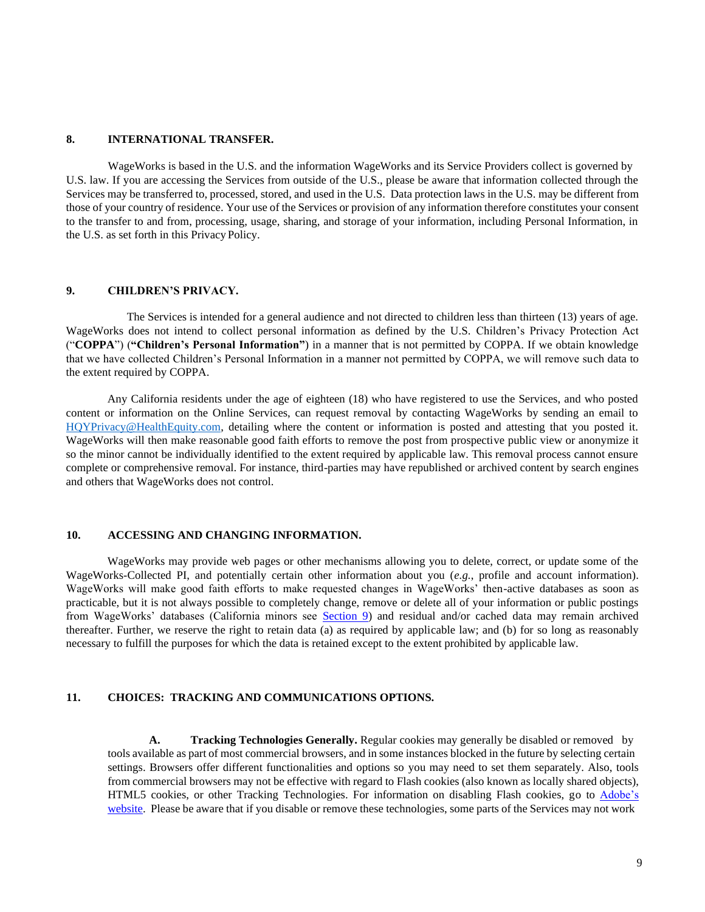## 8. INTERNATIONAL TRANSFER.

WageWorks is based in the U.S. and the information WageWorks and its Service Providers collect is governed by U.S. law. If you are accessing the Services from outside of the U.S., please be aware that information collected through the Services may be transferred to, processed, stored, and used in the U.S. Data protection laws in the U.S. may be different from those of your country of residence. Your use of the Services or provision of any information therefore constitutes your consent to the transfer to and from, processing, usage, sharing, and storage of your information, including Personal Information, in the U.S. as set forth in this Privacy Policy.

## 9. CHILDREN'S PRIVACY.

The Services is intended for a general audience and not directed to children less than thirteen (13) years of age. WageWorks does not intend to collect personal information as defined by the U.S. Children's Privacy Protection Act ("**COPPA**") (**"Children's Personal Information"**) in a manner that is not permitted by COPPA. If we obtain knowledge that we have collected Children's Personal Information in a manner not permitted by COPPA, we will remove such data to the extent required by COPPA.

Any California residents under the age of eighteen (18) who have registered to use the Services, and who posted content or information on the Online Services, can request removal by contacting WageWorks by sending an email to HQYPrivacy@HealthEquity.com, detailing where the content or information is posted and attesting that you posted it. WageWorks will then make reasonable good faith efforts to remove the post from prospective public view or anonymize it so the minor cannot be individually identified to the extent required by applicable law. This removal process cannot ensure complete or comprehensive removal. For instance, third-parties may have republished or archived content by search engines and others that WageWorks does not control.

## 10. ACCESSING AND CHANGING INFORMATION.

WageWorks may provide web pages or other mechanisms allowing you to delete, correct, or update some of the WageWorks-Collected PI, and potentially certain other information about you (*e.g.*, profile and account information). WageWorks will make good faith efforts to make requested changes in WageWorks' then-active databases as soon as practicable, but it is not always possible to completely change, remove or delete all of your information or public postings from WageWorks' databases (California minors see Section 9) and residual and/or cached data may remain archived thereafter. Further, we reserve the right to retain data (a) as required by applicable law; and (b) for so long as reasonably necessary to fulfill the purposes for which the data is retained except to the extent prohibited by applicable law.

## 11. CHOICES: TRACKING AND COMMUNICATIONS OPTIONS.

**A. Tracking Technologies Generally.** Regular cookies may generally be disabled or removed by tools available as part of most commercial browsers, and in some instances blocked in the future by selecting certain settings. Browsers offer different functionalities and options so you may need to set them separately. Also, tools from commercial browsers may not be effective with regard to Flash cookies (also known as locally shared objects), HTML5 cookies, or other Tracking Technologies. For information on disabling Flash cookies, go to Adobe's website. Please be aware that if you disable or remove these technologies, some parts of the Services may not work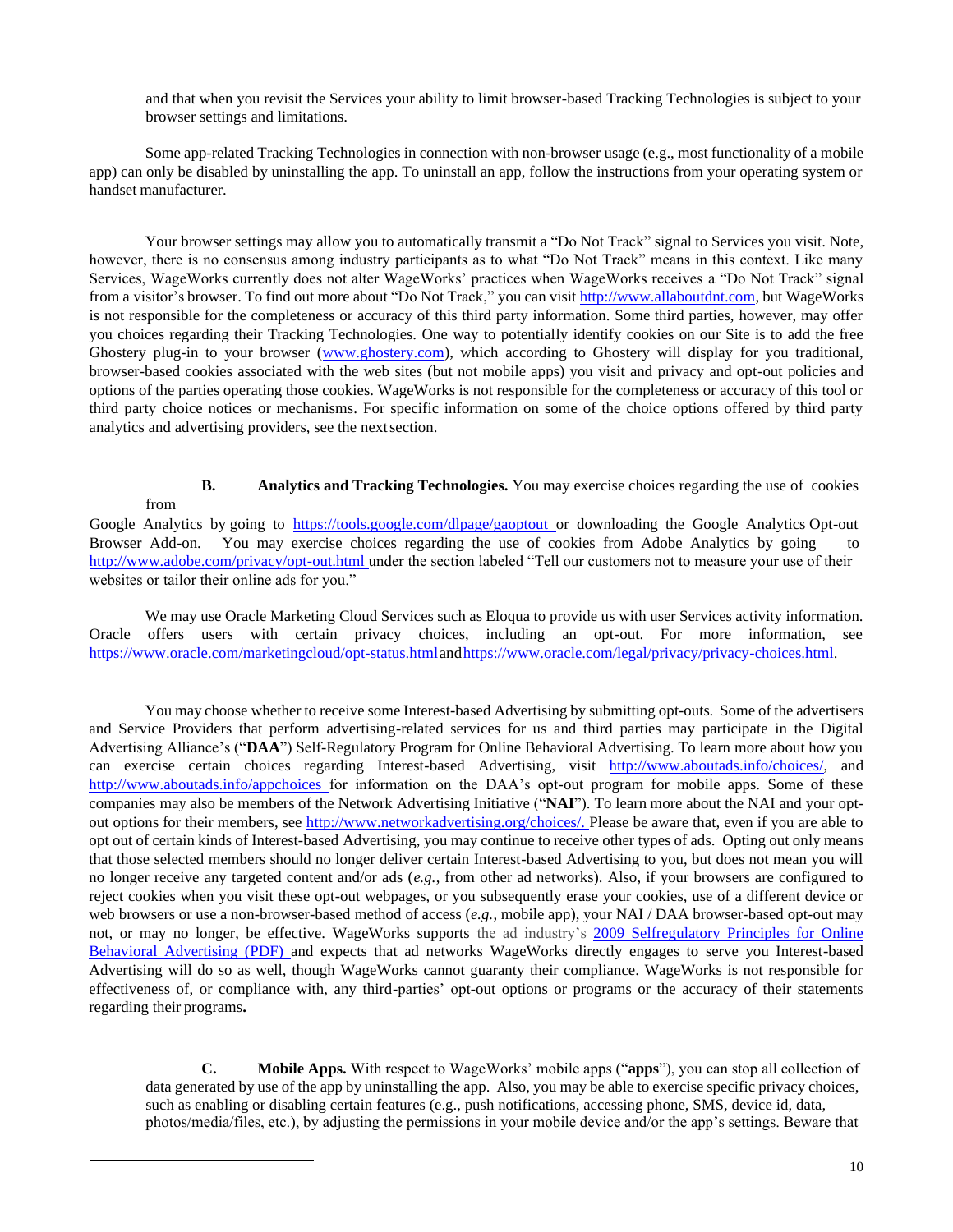and that when you revisit the Services your ability to limit browser-based Tracking Technologies is subject to your browser settings and limitations.

Some app-related Tracking Technologies in connection with non-browser usage (e.g., most functionality of a mobile app) can only be disabled by uninstalling the app. To uninstall an app, follow the instructions from your operating system or handset manufacturer.

Your browser settings may allow you to automatically transmit a "Do Not Track" signal to Services you visit. Note, however, there is no consensus among industry participants as to what "Do Not Track" means in this context. Like many Services, WageWorks currently does not alter WageWorks' practices when WageWorks receives a "Do Not Track" signal from a visitor's browser. To find out more about "Do Not Track," you can visit http://www.allaboutdnt.com, but WageWorks is not responsible for the completeness or accuracy of this third party information. Some third parties, however, may offer you choices regarding their Tracking Technologies. One way to potentially identify cookies on our Site is to add the free Ghostery plug-in to your browser (www.ghostery.com), which according to Ghostery will display for you traditional, browser-based cookies associated with the web sites (but not mobile apps) you visit and privacy and opt-out policies and options of the parties operating those cookies. WageWorks is not responsible for the completeness or accuracy of this tool or third party choice notices or mechanisms. For specific information on some of the choice options offered by third party analytics and advertising providers, see the next section.

**B. Analytics and Tracking Technologies.** You may exercise choices regarding the use of cookies from Google Analytics by going to https://tools.google.com/dlpage/gaoptout or downloading the Google Analytics Opt-out Browser Add-on. You may exercise choices regarding the use of cookies from Adobe Analytics by going to http://www.adobe.com/privacy/opt-out.html under the section labeled "Tell our customers not to measure your use of their websites or tailor their online ads for you."

We may use Oracle Marketing Cloud Services such as Eloqua to provide us with user Services activity information. Oracle offers users with certain privacy choices, including an opt-out. For more information, see https://www.oracle.com/marketingcloud/opt-status.html and https://www.oracle.com/legal/privacy/privacy-choices.html.

You may choose whether to receive some Interest-based Advertising by submitting opt-outs. Some of the advertisers and Service Providers that perform advertising-related services for us and third parties may participate in the Digital Advertising Alliance's ("**DAA**") Self-Regulatory Program for Online Behavioral Advertising. To learn more about how you can exercise certain choices regarding Interest-based Advertising, visit http://www.aboutads.info/choices/, and http://www.aboutads.info/appchoices for information on the DAA's opt-out program for mobile apps. Some of these companies may also be members of the Network Advertising Initiative ("**NAI**"). To learn more about the NAI and your opt-out options for their members, see http://www.networkadvertising.org/choices/. Please be aware that, even if you are able to opt out of certain kinds of Interest-based Advertising, you may continue to receive other types of ads. Opting out only means that those selected members should no longer deliver certain Interest-based Advertising to you, but does not mean you will no longer receive any targeted content and/or ads (*e.g.*, from other ad networks). Also, if your browsers are configured to reject cookies when you visit these opt-out webpages, or you subsequently erase your cookies, use of a different device or web browsers or use a non-browser-based method of access (*e.g.*, mobile app), your NAI / DAA browser-based opt-out may not, or may no longer, be effective. WageWorks supports the ad industry's 2009 Selfregulatory Principles for Online Behavioral Advertising (PDF) and expects that ad networks WageWorks directly engages to serve you Interest-based Advertising will do so as well, though WageWorks cannot guaranty their compliance. WageWorks is not responsible for effectiveness of, or compliance with, any third-parties' opt-out options or programs or the accuracy of their statements regarding their programs.

**C. Mobile Apps.** With respect to WageWorks' mobile apps ("**apps**"), you can stop all collection of data generated by use of the app by uninstalling the app. Also, you may be able to exercise specific privacy choices, such as enabling or disabling certain features (e.g., push notifications, accessing phone, SMS, device id, data, photos/media/files, etc.), by adjusting the permissions in your mobile device and/or the app's settings. Beware that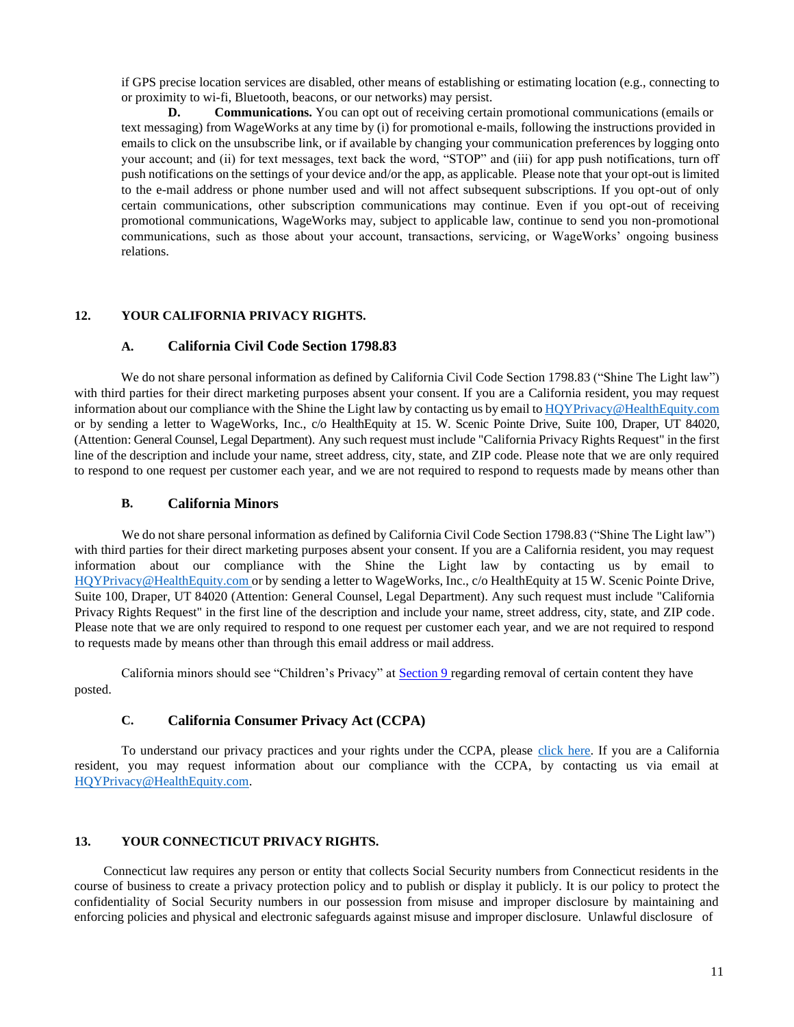if GPS precise location services are disabled, other means of establishing or estimating location (e.g., connecting to or proximity to wi-fi, Bluetooth, beacons, or our networks) may persist.

**D. Communications.** You can opt out of receiving certain promotional communications (emails or text messaging) from WageWorks at any time by (i) for promotional e-mails, following the instructions provided in emails to click on the unsubscribe link, or if available by changing your communication preferences by logging onto your account; and (ii) for text messages, text back the word, "STOP" and (iii) for app push notifications, turn off push notifications on the settings of your device and/or the app, as applicable. Please note that your opt-out is limited to the e-mail address or phone number used and will not affect subsequent subscriptions. If you opt-out of only certain communications, other subscription communications may continue. Even if you opt-out of receiving promotional communications, WageWorks may, subject to applicable law, continue to send you non-promotional communications, such as those about your account, transactions, servicing, or WageWorks' ongoing business relations.

## 12. YOUR CALIFORNIA PRIVACY RIGHTS.

### A. California Civil Code Section 1798.83

We do not share personal information as defined by California Civil Code Section 1798.83 ("Shine The Light law") with third parties for their direct marketing purposes absent your consent. If you are a California resident, you may request information about our compliance with the Shine the Light law by contacting us by email to HQYPrivacy@HealthEquity.com or by sending a letter to WageWorks, Inc., c/o HealthEquity at 15. W. Scenic Pointe Drive, Suite 100, Draper, UT 84020, (Attention: General Counsel, Legal Department). Any such request must include "California Privacy Rights Request" in the first line of the description and include your name, street address, city, state, and ZIP code. Please note that we are only required to respond to one request per customer each year, and we are not required to respond to requests made by means other than

### B. California Minors

We do not share personal information as defined by California Civil Code Section 1798.83 ("Shine The Light law") with third parties for their direct marketing purposes absent your consent. If you are a California resident, you may request information about our compliance with the Shine the Light law by contacting us by email to HQYPrivacy@HealthEquity.com or by sending a letter to WageWorks, Inc., c/o HealthEquity at 15 W. Scenic Pointe Drive, Suite 100, Draper, UT 84020 (Attention: General Counsel, Legal Department). Any such request must include "California Privacy Rights Request" in the first line of the description and include your name, street address, city, state, and ZIP code. Please note that we are only required to respond to one request per customer each year, and we are not required to respond to requests made by means other than through this email address or mail address.

California minors should see "Children's Privacy" at Section 9 regarding removal of certain content they have posted.

### C. California Consumer Privacy Act (CCPA)

To understand our privacy practices and your rights under the CCPA, please click here. If you are a California resident, you may request information about our compliance with the CCPA, by contacting us via email at HQYPrivacy@HealthEquity.com.

## 13. YOUR CONNECTICUT PRIVACY RIGHTS.

Connecticut law requires any person or entity that collects Social Security numbers from Connecticut residents in the course of business to create a privacy protection policy and to publish or display it publicly. It is our policy to protect the confidentiality of Social Security numbers in our possession from misuse and improper disclosure by maintaining and enforcing policies and physical and electronic safeguards against misuse and improper disclosure. Unlawful disclosure of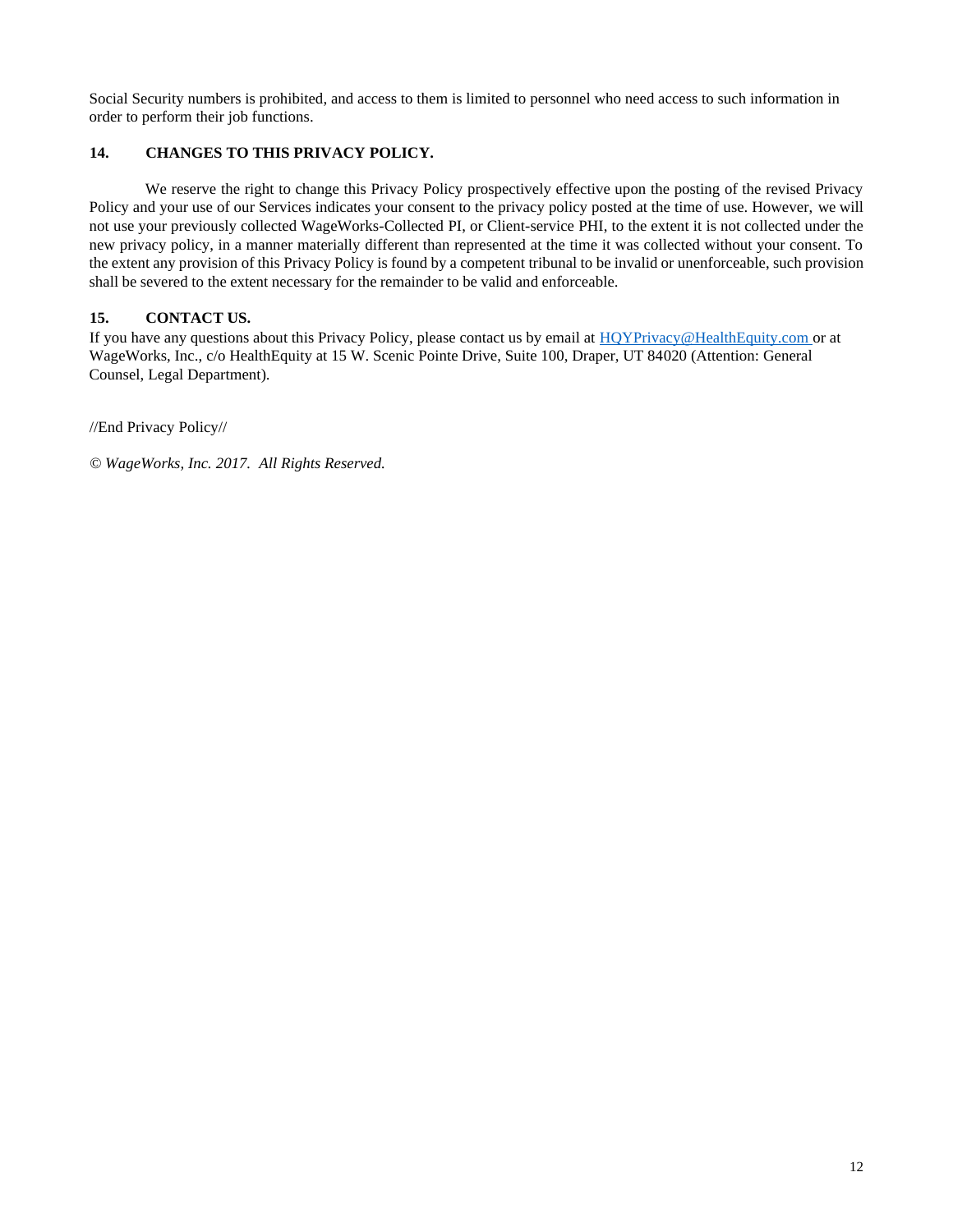Social Security numbers is prohibited, and access to them is limited to personnel who need access to such information in order to perform their job functions.

## 14. CHANGES TO THIS PRIVACY POLICY.

We reserve the right to change this Privacy Policy prospectively effective upon the posting of the revised Privacy Policy and your use of our Services indicates your consent to the privacy policy posted at the time of use. However, we will not use your previously collected WageWorks-Collected PI, or Client-service PHI, to the extent it is not collected under the new privacy policy, in a manner materially different than represented at the time it was collected without your consent. To the extent any provision of this Privacy Policy is found by a competent tribunal to be invalid or unenforceable, such provision shall be severed to the extent necessary for the remainder to be valid and enforceable.

## 15. CONTACT US.

If you have any questions about this Privacy Policy, please contact us by email at HQYPrivacy@HealthEquity.com or at WageWorks, Inc., c/o HealthEquity at 15 W. Scenic Pointe Drive, Suite 100, Draper, UT 84020 (Attention: General Counsel, Legal Department).

//End Privacy Policy//

*© WageWorks, Inc. 2017. All Rights Reserved.*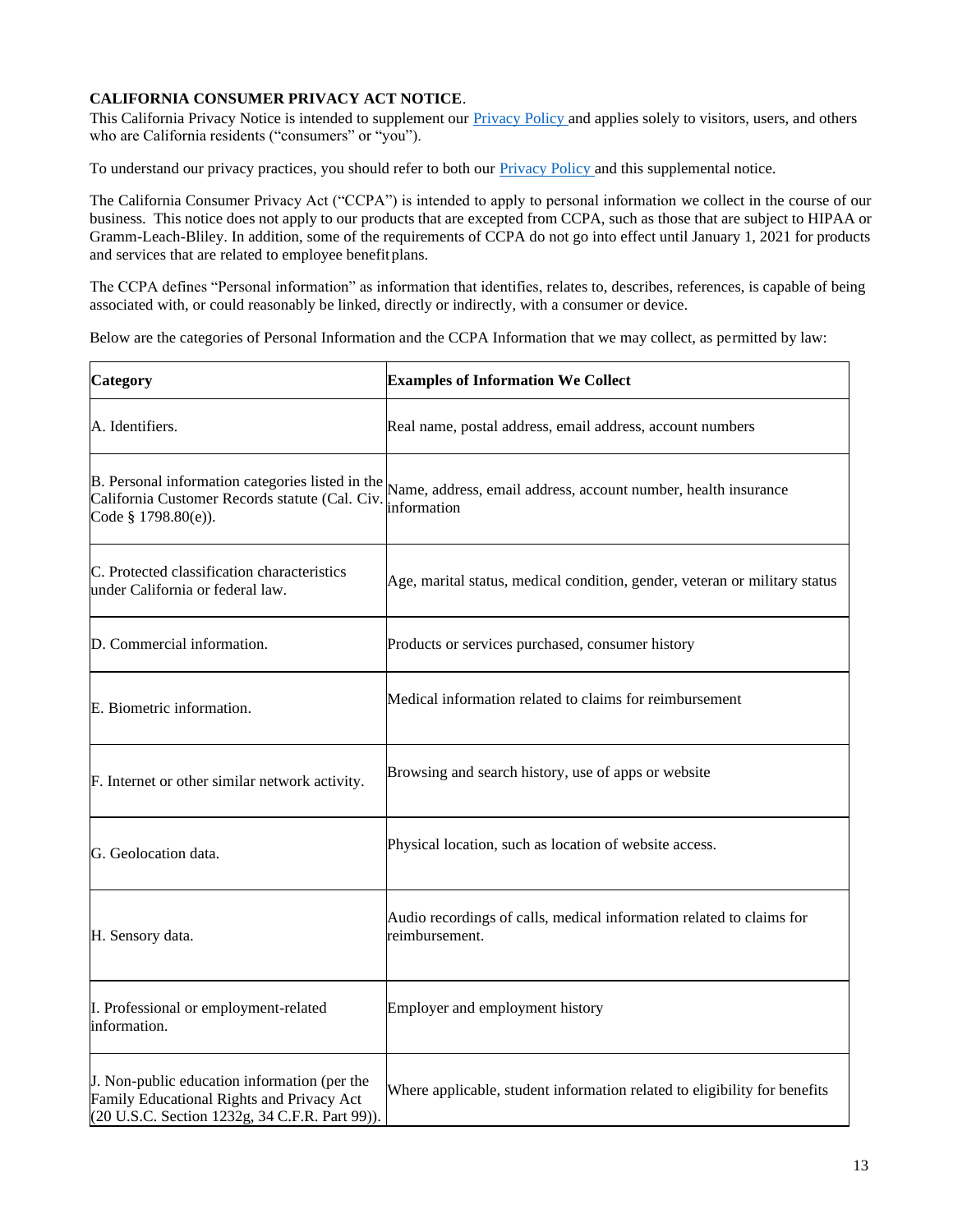**CALIFORNIA CONSUMER PRIVACY ACT NOTICE**.

This California Privacy Notice is intended to supplement our [Privacy Policy](#) and applies solely to visitors, users, and others who are California residents ("consumers" or "you").

To understand our privacy practices, you should refer to both our [Privacy Policy](#) and this supplemental notice.

The California Consumer Privacy Act ("CCPA") is intended to apply to personal information we collect in the course of our business. This notice does not apply to our products that are excepted from CCPA, such as those that are subject to HIPAA or Gramm-Leach-Bliley. In addition, some of the requirements of CCPA do not go into effect until January 1, 2021 for products and services that are related to employee benefit plans.

The CCPA defines "Personal information" as information that identifies, relates to, describes, references, is capable of being associated with, or could reasonably be linked, directly or indirectly, with a consumer or device.

Below are the categories of Personal Information and the CCPA Information that we may collect, as permitted by law:

| Category | Examples of Information We Collect |
| --- | --- |
| A. Identifiers. | Real name, postal address, email address, account numbers |
| B. Personal information categories listed in the California Customer Records statute (Cal. Civ. Code § 1798.80(e)). | Name, address, email address, account number, health insurance information |
| C. Protected classification characteristics under California or federal law. | Age, marital status, medical condition, gender, veteran or military status |
| D. Commercial information. | Products or services purchased, consumer history |
| E. Biometric information. | Medical information related to claims for reimbursement |
| F. Internet or other similar network activity. | Browsing and search history, use of apps or website |
| G. Geolocation data. | Physical location, such as location of website access. |
| H. Sensory data. | Audio recordings of calls, medical information related to claims for reimbursement. |
| I. Professional or employment-related information. | Employer and employment history |
| J. Non-public education information (per the Family Educational Rights and Privacy Act (20 U.S.C. Section 1232g, 34 C.F.R. Part 99)). | Where applicable, student information related to eligibility for benefits |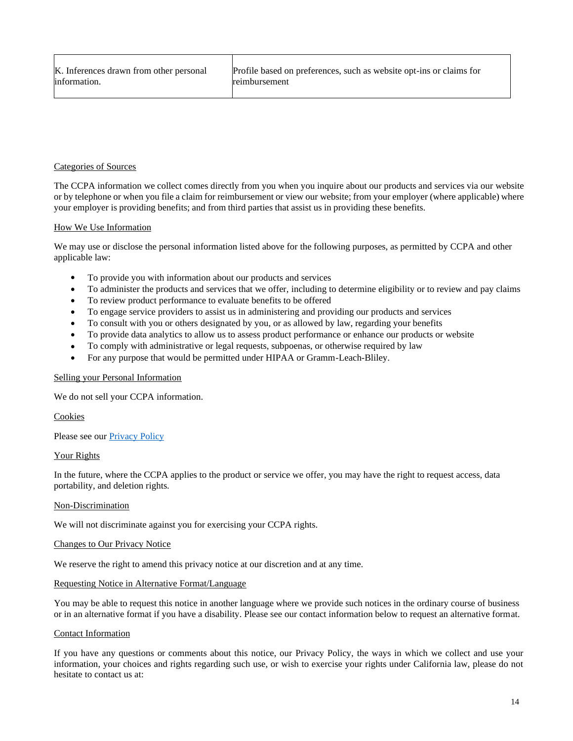| K. Inferences drawn from other personal information. | Profile based on preferences, such as website opt-ins or claims for reimbursement |
|---|---|

Categories of Sources

The CCPA information we collect comes directly from you when you inquire about our products and services via our website or by telephone or when you file a claim for reimbursement or view our website; from your employer (where applicable) where your employer is providing benefits; and from third parties that assist us in providing these benefits.

How We Use Information

We may use or disclose the personal information listed above for the following purposes, as permitted by CCPA and other applicable law:

- To provide you with information about our products and services
- To administer the products and services that we offer, including to determine eligibility or to review and pay claims
- To review product performance to evaluate benefits to be offered
- To engage service providers to assist us in administering and providing our products and services
- To consult with you or others designated by you, or as allowed by law, regarding your benefits
- To provide data analytics to allow us to assess product performance or enhance our products or website
- To comply with administrative or legal requests, subpoenas, or otherwise required by law
- For any purpose that would be permitted under HIPAA or Gramm-Leach-Bliley.

Selling your Personal Information

We do not sell your CCPA information.

Cookies

Please see our Privacy Policy

Your Rights

In the future, where the CCPA applies to the product or service we offer, you may have the right to request access, data portability, and deletion rights.

Non-Discrimination

We will not discriminate against you for exercising your CCPA rights.

Changes to Our Privacy Notice

We reserve the right to amend this privacy notice at our discretion and at any time.

Requesting Notice in Alternative Format/Language

You may be able to request this notice in another language where we provide such notices in the ordinary course of business or in an alternative format if you have a disability. Please see our contact information below to request an alternative format.

Contact Information

If you have any questions or comments about this notice, our Privacy Policy, the ways in which we collect and use your information, your choices and rights regarding such use, or wish to exercise your rights under California law, please do not hesitate to contact us at: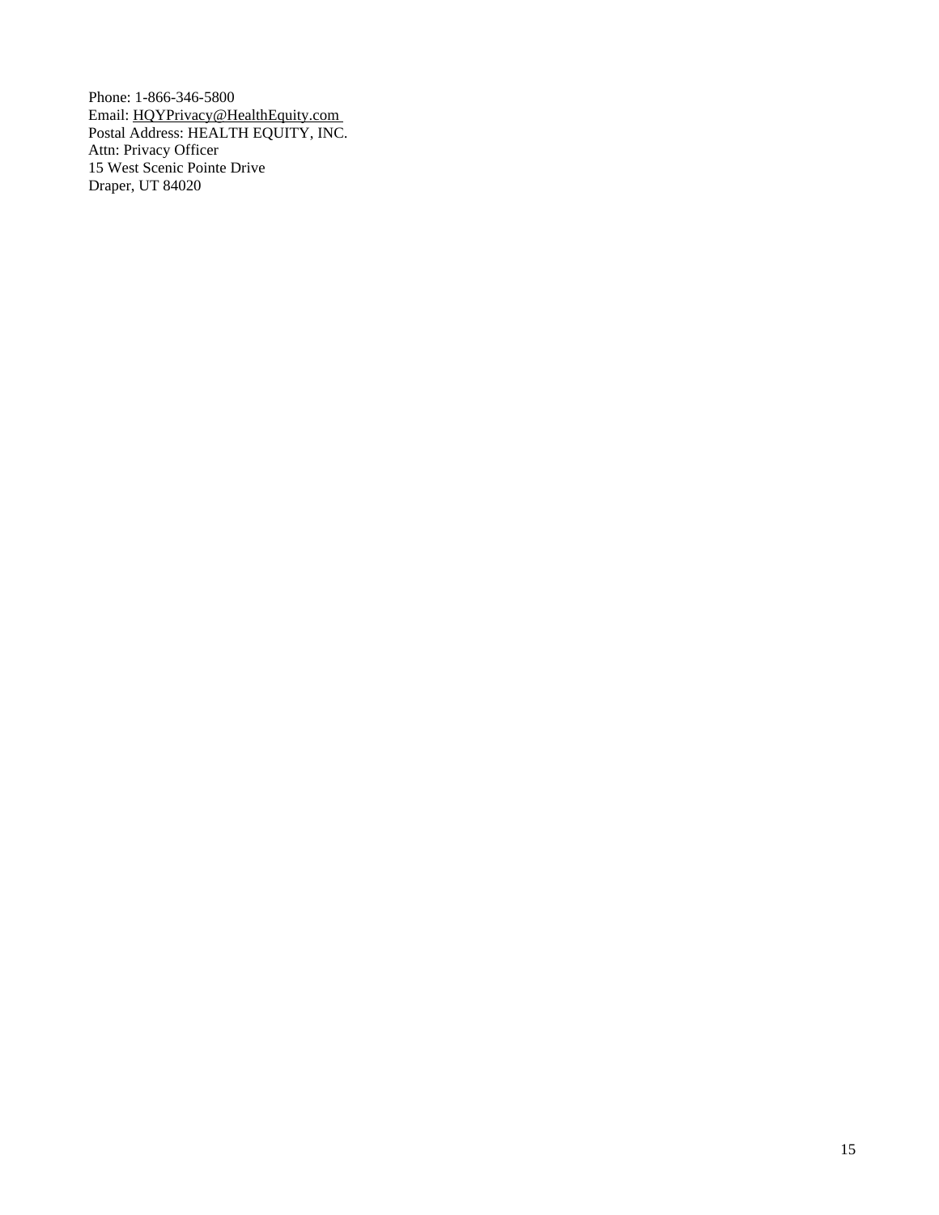Phone: 1-866-346-5800  
Email: HQYPrivacy@HealthEquity.com  
Postal Address: HEALTH EQUITY, INC.  
Attn: Privacy Officer  
15 West Scenic Pointe Drive  
Draper, UT 84020